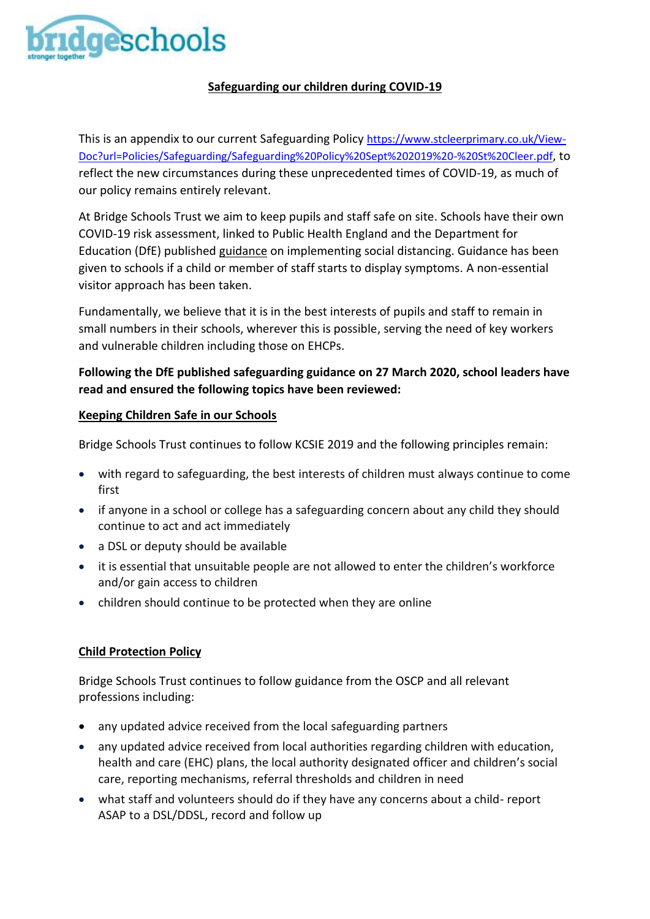bridgeschools
stronger together

# Safeguarding our children during COVID-19

This is an appendix to our current Safeguarding Policy [https://www.stcleerprimary.co.uk/View-Doc?url=Policies/Safeguarding/Safeguarding%20Policy%20Sept%202019%20-%20St%20Cleer.pdf](https://www.stcleerprimary.co.uk/View-Doc?url=Policies/Safeguarding/Safeguarding%20Policy%20Sept%202019%20-%20St%20Cleer.pdf), to reflect the new circumstances during these unprecedented times of COVID-19, as much of our policy remains entirely relevant.

At Bridge Schools Trust we aim to keep pupils and staff safe on site. Schools have their own COVID-19 risk assessment, linked to Public Health England and the Department for Education (DfE) published guidance on implementing social distancing. Guidance has been given to schools if a child or member of staff starts to display symptoms. A non-essential visitor approach has been taken.

Fundamentally, we believe that it is in the best interests of pupils and staff to remain in small numbers in their schools, wherever this is possible, serving the need of key workers and vulnerable children including those on EHCPs.

**Following the DfE published safeguarding guidance on 27 March 2020, school leaders have read and ensured the following topics have been reviewed:**

## Keeping Children Safe in our Schools

Bridge Schools Trust continues to follow KCSIE 2019 and the following principles remain:

- with regard to safeguarding, the best interests of children must always continue to come first
- if anyone in a school or college has a safeguarding concern about any child they should continue to act and act immediately
- a DSL or deputy should be available
- it is essential that unsuitable people are not allowed to enter the children's workforce and/or gain access to children
- children should continue to be protected when they are online

## Child Protection Policy

Bridge Schools Trust continues to follow guidance from the OSCP and all relevant professions including:

- any updated advice received from the local safeguarding partners
- any updated advice received from local authorities regarding children with education, health and care (EHC) plans, the local authority designated officer and children's social care, reporting mechanisms, referral thresholds and children in need
- what staff and volunteers should do if they have any concerns about a child- report ASAP to a DSL/DDSL, record and follow up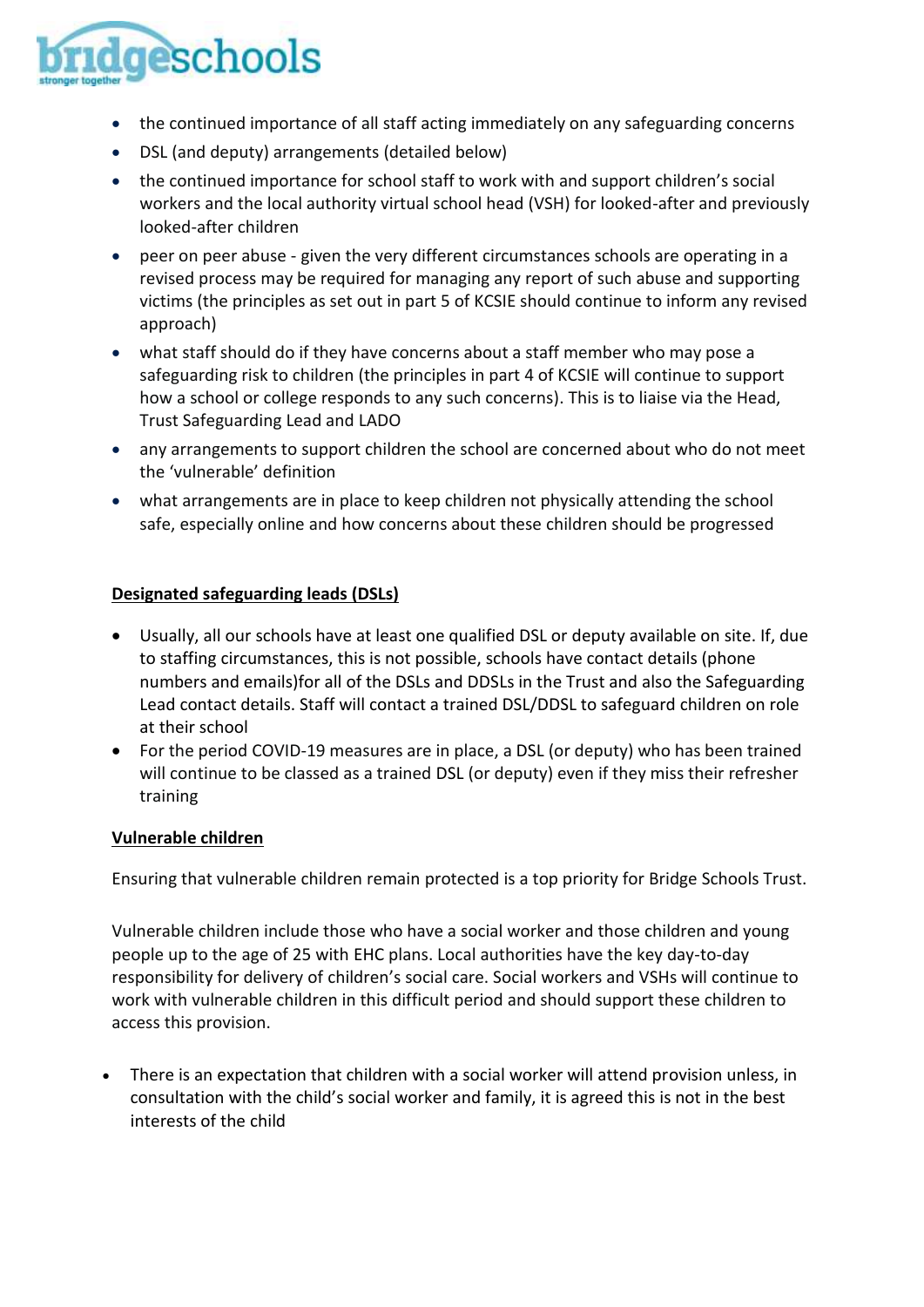- the continued importance of all staff acting immediately on any safeguarding concerns
- DSL (and deputy) arrangements (detailed below)
- the continued importance for school staff to work with and support children's social workers and the local authority virtual school head (VSH) for looked-after and previously looked-after children
- peer on peer abuse - given the very different circumstances schools are operating in a revised process may be required for managing any report of such abuse and supporting victims (the principles as set out in part 5 of KCSIE should continue to inform any revised approach)
- what staff should do if they have concerns about a staff member who may pose a safeguarding risk to children (the principles in part 4 of KCSIE will continue to support how a school or college responds to any such concerns). This is to liaise via the Head, Trust Safeguarding Lead and LADO
- any arrangements to support children the school are concerned about who do not meet the 'vulnerable' definition
- what arrangements are in place to keep children not physically attending the school safe, especially online and how concerns about these children should be progressed

**Designated safeguarding leads (DSLs)**

- Usually, all our schools have at least one qualified DSL or deputy available on site. If, due to staffing circumstances, this is not possible, schools have contact details (phone numbers and emails)for all of the DSLs and DDSLs in the Trust and also the Safeguarding Lead contact details. Staff will contact a trained DSL/DDSL to safeguard children on role at their school
- For the period COVID-19 measures are in place, a DSL (or deputy) who has been trained will continue to be classed as a trained DSL (or deputy) even if they miss their refresher training

**Vulnerable children**

Ensuring that vulnerable children remain protected is a top priority for Bridge Schools Trust.

Vulnerable children include those who have a social worker and those children and young people up to the age of 25 with EHC plans. Local authorities have the key day-to-day responsibility for delivery of children's social care. Social workers and VSHs will continue to work with vulnerable children in this difficult period and should support these children to access this provision.

- There is an expectation that children with a social worker will attend provision unless, in consultation with the child's social worker and family, it is agreed this is not in the best interests of the child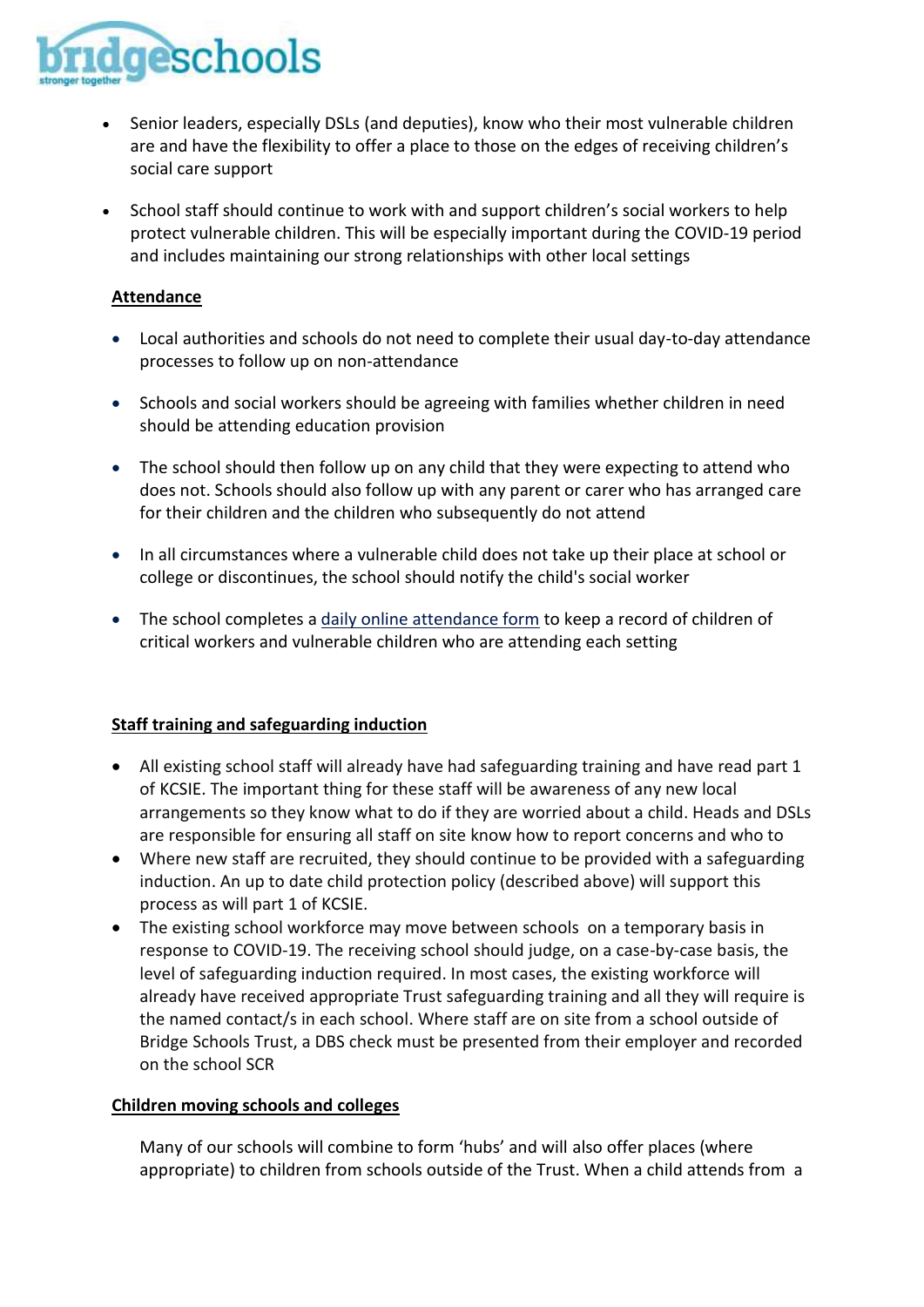- Senior leaders, especially DSLs (and deputies), know who their most vulnerable children are and have the flexibility to offer a place to those on the edges of receiving children's social care support

- School staff should continue to work with and support children's social workers to help protect vulnerable children. This will be especially important during the COVID-19 period and includes maintaining our strong relationships with other local settings

**Attendance**

- Local authorities and schools do not need to complete their usual day-to-day attendance processes to follow up on non-attendance

- Schools and social workers should be agreeing with families whether children in need should be attending education provision

- The school should then follow up on any child that they were expecting to attend who does not. Schools should also follow up with any parent or carer who has arranged care for their children and the children who subsequently do not attend

- In all circumstances where a vulnerable child does not take up their place at school or college or discontinues, the school should notify the child's social worker

- The school completes a daily online attendance form to keep a record of children of critical workers and vulnerable children who are attending each setting

**Staff training and safeguarding induction**

- All existing school staff will already have had safeguarding training and have read part 1 of KCSIE. The important thing for these staff will be awareness of any new local arrangements so they know what to do if they are worried about a child. Heads and DSLs are responsible for ensuring all staff on site know how to report concerns and who to
- Where new staff are recruited, they should continue to be provided with a safeguarding induction. An up to date child protection policy (described above) will support this process as will part 1 of KCSIE.
- The existing school workforce may move between schools on a temporary basis in response to COVID-19. The receiving school should judge, on a case-by-case basis, the level of safeguarding induction required. In most cases, the existing workforce will already have received appropriate Trust safeguarding training and all they will require is the named contact/s in each school. Where staff are on site from a school outside of Bridge Schools Trust, a DBS check must be presented from their employer and recorded on the school SCR

**Children moving schools and colleges**

Many of our schools will combine to form 'hubs' and will also offer places (where appropriate) to children from schools outside of the Trust. When a child attends from a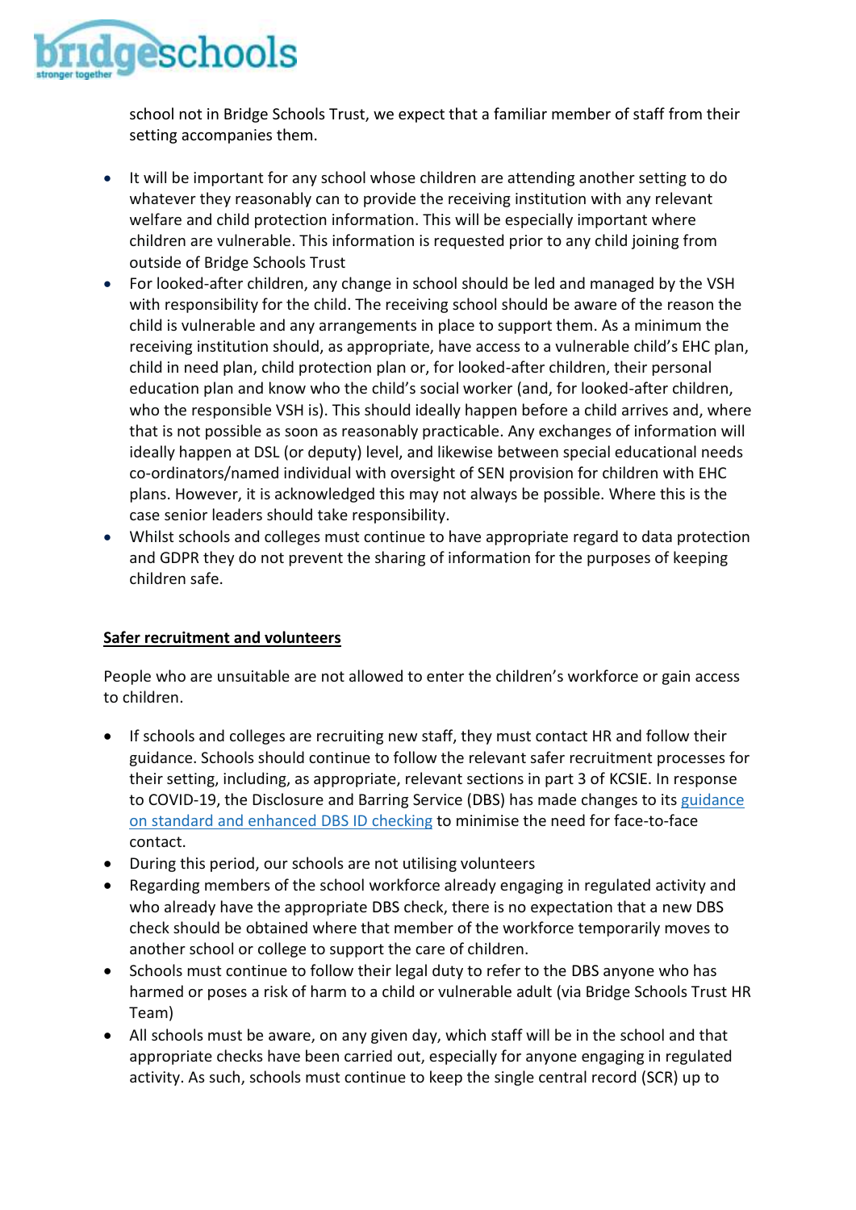school not in Bridge Schools Trust, we expect that a familiar member of staff from their setting accompanies them.

- It will be important for any school whose children are attending another setting to do whatever they reasonably can to provide the receiving institution with any relevant welfare and child protection information. This will be especially important where children are vulnerable. This information is requested prior to any child joining from outside of Bridge Schools Trust
- For looked-after children, any change in school should be led and managed by the VSH with responsibility for the child. The receiving school should be aware of the reason the child is vulnerable and any arrangements in place to support them. As a minimum the receiving institution should, as appropriate, have access to a vulnerable child's EHC plan, child in need plan, child protection plan or, for looked-after children, their personal education plan and know who the child's social worker (and, for looked-after children, who the responsible VSH is). This should ideally happen before a child arrives and, where that is not possible as soon as reasonably practicable. Any exchanges of information will ideally happen at DSL (or deputy) level, and likewise between special educational needs co-ordinators/named individual with oversight of SEN provision for children with EHC plans. However, it is acknowledged this may not always be possible. Where this is the case senior leaders should take responsibility.
- Whilst schools and colleges must continue to have appropriate regard to data protection and GDPR they do not prevent the sharing of information for the purposes of keeping children safe.

**Safer recruitment and volunteers**

People who are unsuitable are not allowed to enter the children's workforce or gain access to children.

- If schools and colleges are recruiting new staff, they must contact HR and follow their guidance. Schools should continue to follow the relevant safer recruitment processes for their setting, including, as appropriate, relevant sections in part 3 of KCSIE. In response to COVID-19, the Disclosure and Barring Service (DBS) has made changes to its guidance on standard and enhanced DBS ID checking to minimise the need for face-to-face contact.
- During this period, our schools are not utilising volunteers
- Regarding members of the school workforce already engaging in regulated activity and who already have the appropriate DBS check, there is no expectation that a new DBS check should be obtained where that member of the workforce temporarily moves to another school or college to support the care of children.
- Schools must continue to follow their legal duty to refer to the DBS anyone who has harmed or poses a risk of harm to a child or vulnerable adult (via Bridge Schools Trust HR Team)
- All schools must be aware, on any given day, which staff will be in the school and that appropriate checks have been carried out, especially for anyone engaging in regulated activity. As such, schools must continue to keep the single central record (SCR) up to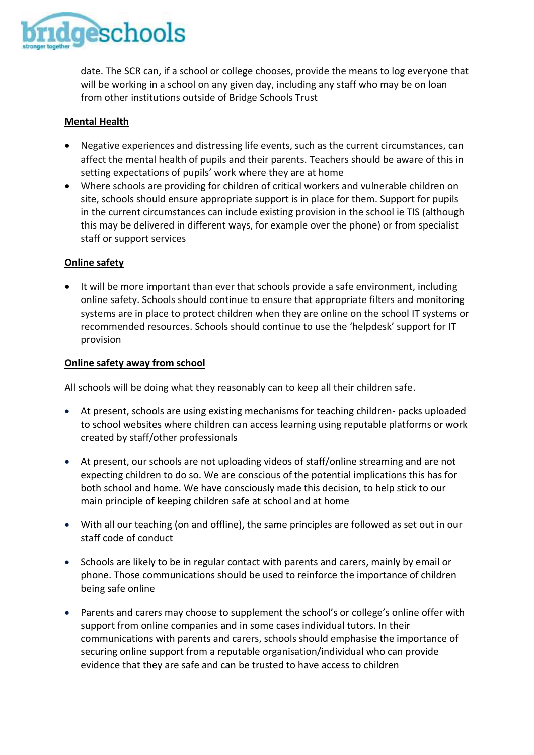date. The SCR can, if a school or college chooses, provide the means to log everyone that will be working in a school on any given day, including any staff who may be on loan from other institutions outside of Bridge Schools Trust

**Mental Health**

- Negative experiences and distressing life events, such as the current circumstances, can affect the mental health of pupils and their parents. Teachers should be aware of this in setting expectations of pupils' work where they are at home
- Where schools are providing for children of critical workers and vulnerable children on site, schools should ensure appropriate support is in place for them. Support for pupils in the current circumstances can include existing provision in the school ie TIS (although this may be delivered in different ways, for example over the phone) or from specialist staff or support services

**Online safety**

- It will be more important than ever that schools provide a safe environment, including online safety. Schools should continue to ensure that appropriate filters and monitoring systems are in place to protect children when they are online on the school IT systems or recommended resources. Schools should continue to use the 'helpdesk' support for IT provision

**Online safety away from school**

All schools will be doing what they reasonably can to keep all their children safe.

- At present, schools are using existing mechanisms for teaching children- packs uploaded to school websites where children can access learning using reputable platforms or work created by staff/other professionals
- At present, our schools are not uploading videos of staff/online streaming and are not expecting children to do so. We are conscious of the potential implications this has for both school and home. We have consciously made this decision, to help stick to our main principle of keeping children safe at school and at home
- With all our teaching (on and offline), the same principles are followed as set out in our staff code of conduct
- Schools are likely to be in regular contact with parents and carers, mainly by email or phone. Those communications should be used to reinforce the importance of children being safe online
- Parents and carers may choose to supplement the school's or college's online offer with support from online companies and in some cases individual tutors. In their communications with parents and carers, schools should emphasise the importance of securing online support from a reputable organisation/individual who can provide evidence that they are safe and can be trusted to have access to children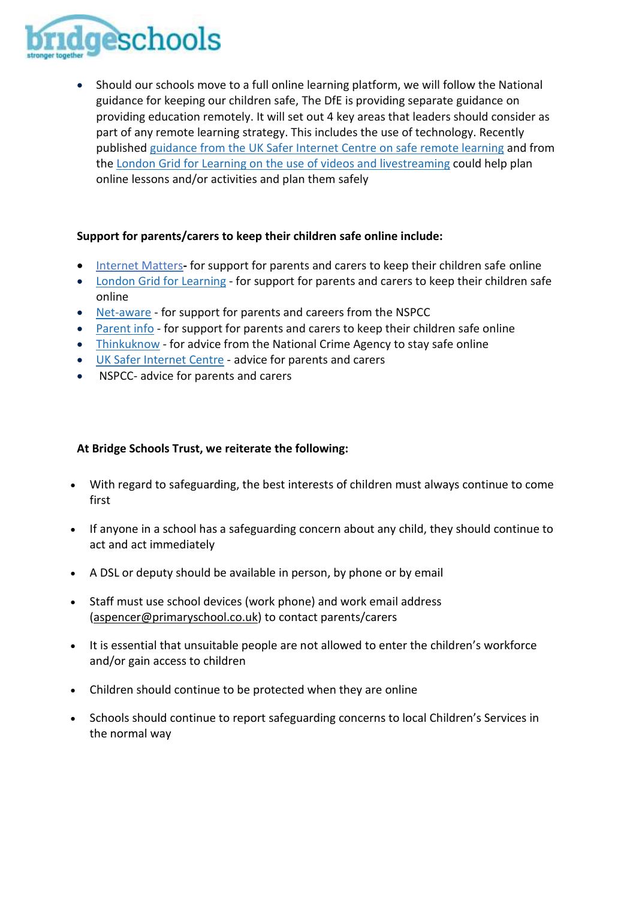- Should our schools move to a full online learning platform, we will follow the National guidance for keeping our children safe, The DfE is providing separate guidance on providing education remotely. It will set out 4 key areas that leaders should consider as part of any remote learning strategy. This includes the use of technology. Recently published guidance from the UK Safer Internet Centre on safe remote learning and from the London Grid for Learning on the use of videos and livestreaming could help plan online lessons and/or activities and plan them safely

**Support for parents/carers to keep their children safe online include:**

- Internet Matters**-** for support for parents and carers to keep their children safe online
- London Grid for Learning - for support for parents and carers to keep their children safe online
- Net-aware - for support for parents and careers from the NSPCC
- Parent info - for support for parents and carers to keep their children safe online
- Thinkuknow - for advice from the National Crime Agency to stay safe online
- UK Safer Internet Centre - advice for parents and carers
- NSPCC- advice for parents and carers

**At Bridge Schools Trust, we reiterate the following:**

- With regard to safeguarding, the best interests of children must always continue to come first
- If anyone in a school has a safeguarding concern about any child, they should continue to act and act immediately
- A DSL or deputy should be available in person, by phone or by email
- Staff must use school devices (work phone) and work email address (aspencer@primaryschool.co.uk) to contact parents/carers
- It is essential that unsuitable people are not allowed to enter the children's workforce and/or gain access to children
- Children should continue to be protected when they are online
- Schools should continue to report safeguarding concerns to local Children's Services in the normal way